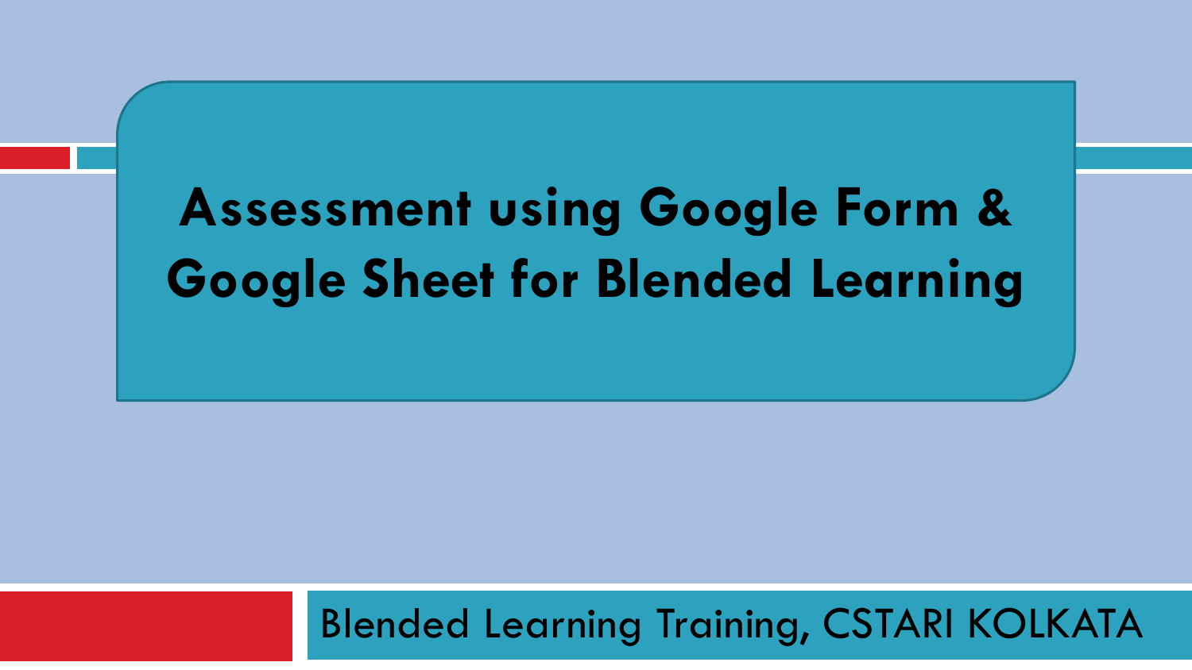# Assessment using Google Form & Google Sheet for Blended Learning

Blended Learning Training, CSTARI KOLKATA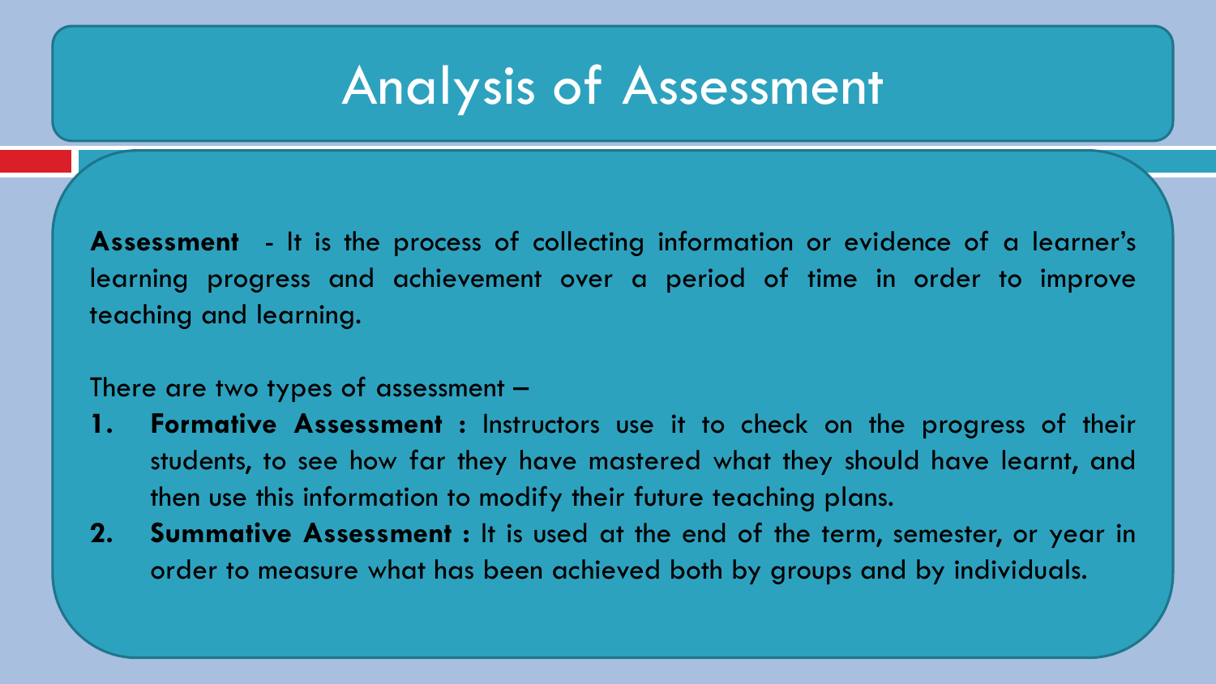# Analysis of Assessment

**Assessment** - It is the process of collecting information or evidence of a learner's learning progress and achievement over a period of time in order to improve teaching and learning.

There are two types of assessment –

1. **Formative Assessment :** Instructors use it to check on the progress of their students, to see how far they have mastered what they should have learnt, and then use this information to modify their future teaching plans.
2. **Summative Assessment :** It is used at the end of the term, semester, or year in order to measure what has been achieved both by groups and by individuals.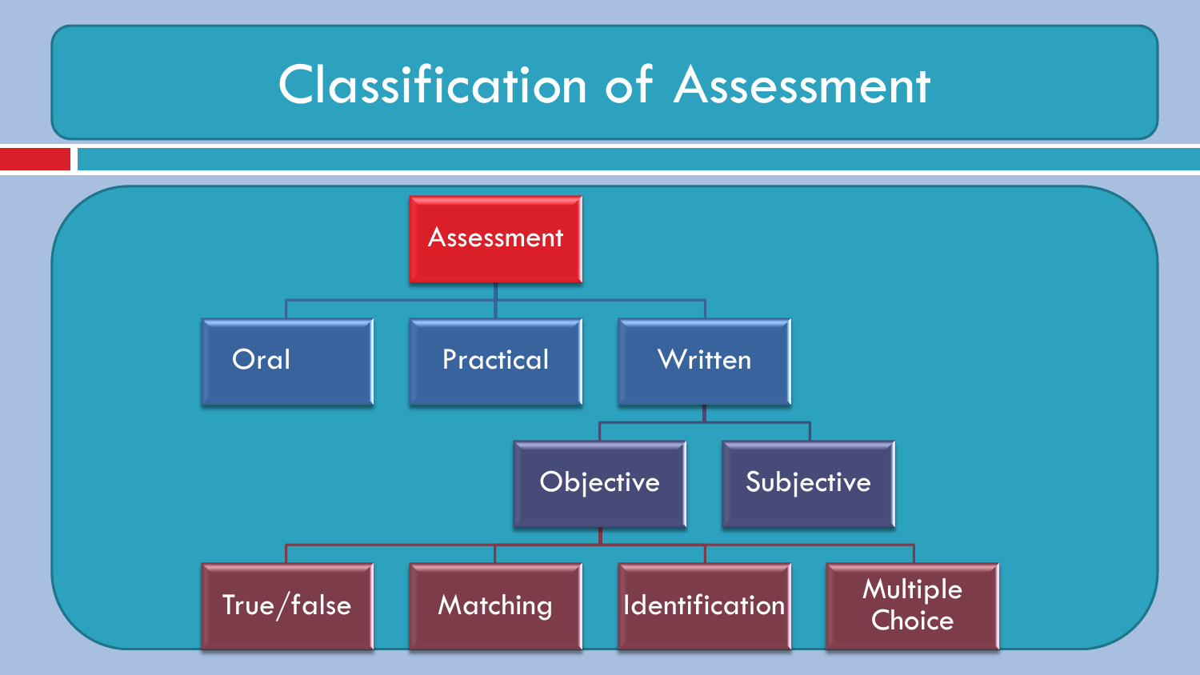# Classification of Assessment

- Assessment
  - Oral
  - Practical
  - Written
    - Objective
      - True/false
      - Matching
      - Identification
      - Multiple Choice
    - Subjective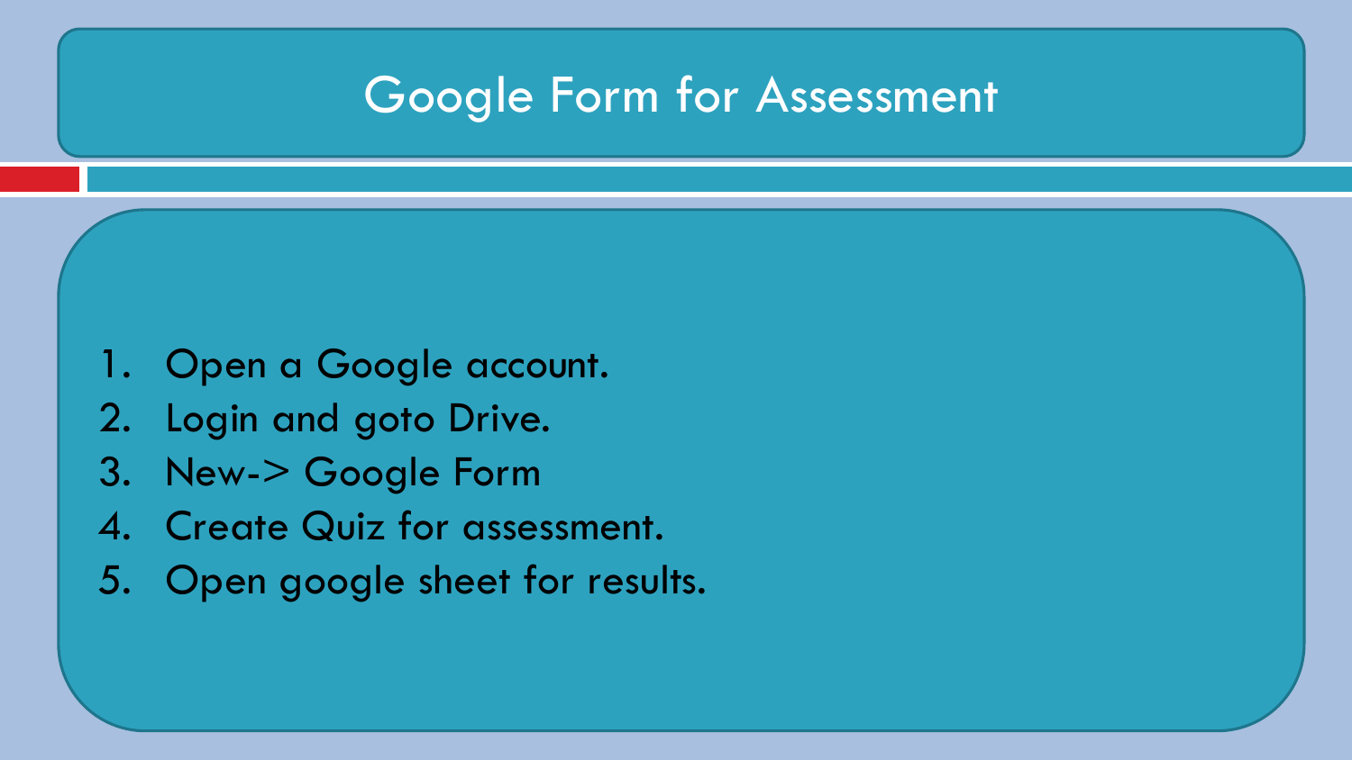# Google Form for Assessment

1. Open a Google account.
2. Login and goto Drive.
3. New-> Google Form
4. Create Quiz for assessment.
5. Open google sheet for results.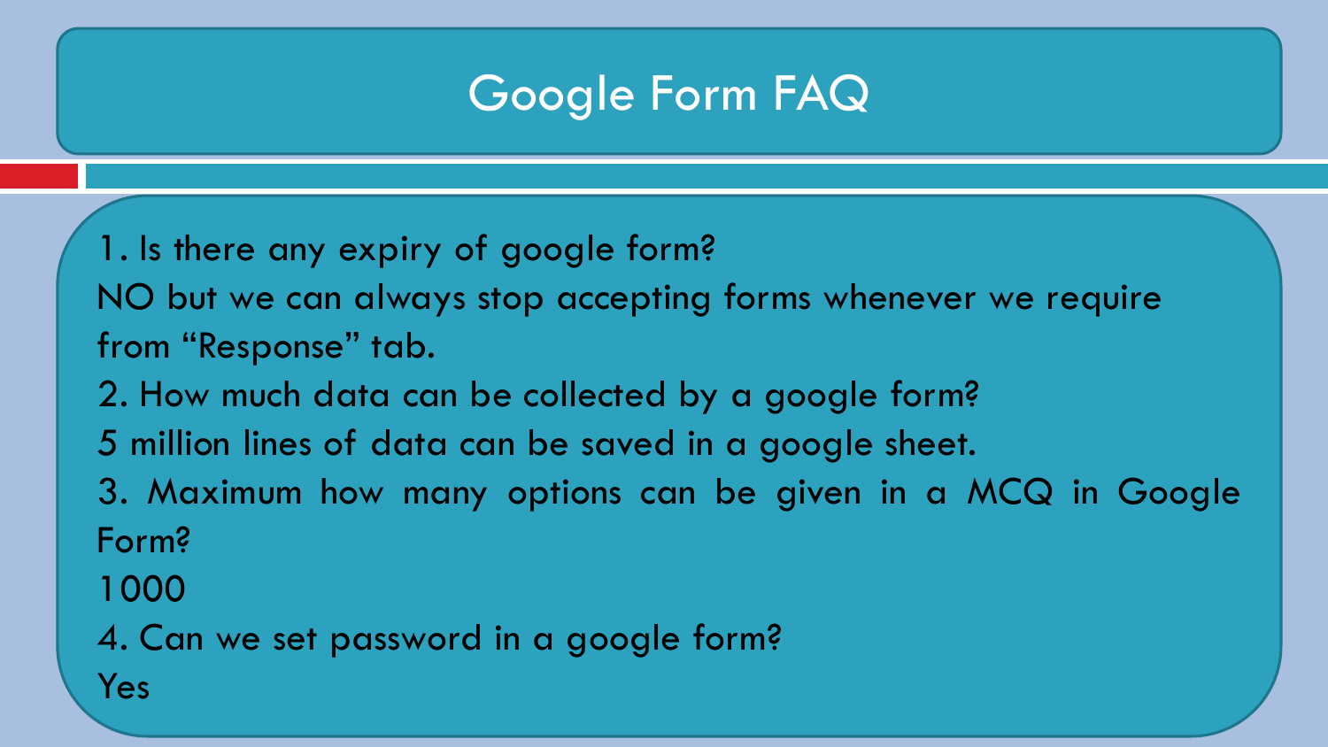# Google Form FAQ

1. Is there any expiry of google form?
NO but we can always stop accepting forms whenever we require from "Response" tab.
2. How much data can be collected by a google form?
5 million lines of data can be saved in a google sheet.
3. Maximum how many options can be given in a MCQ in Google Form?
1000
4. Can we set password in a google form?
Yes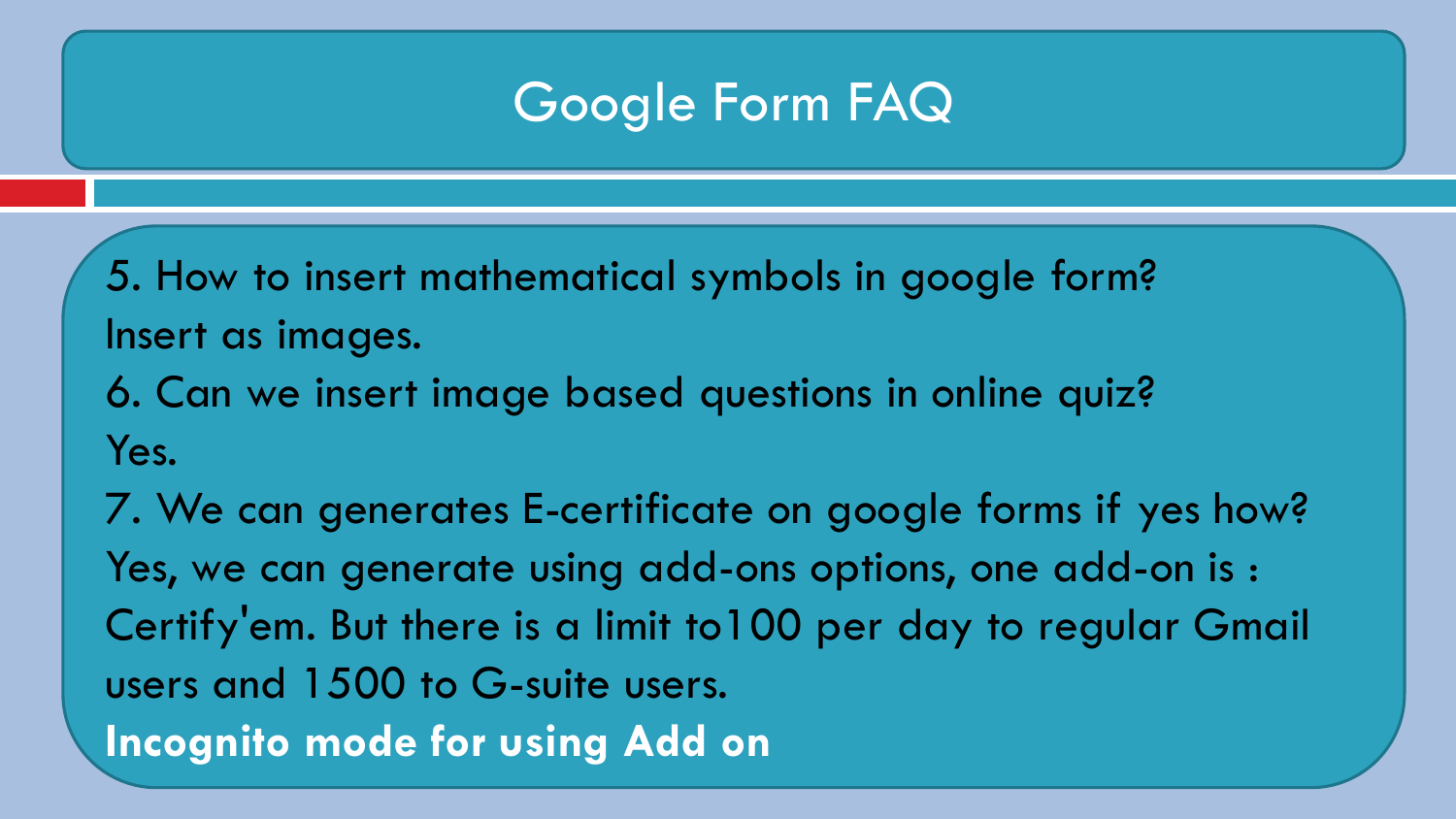# Google Form FAQ

5. How to insert mathematical symbols in google form?
Insert as images.

6. Can we insert image based questions in online quiz?
Yes.

7. We can generates E-certificate on google forms if yes how?
Yes, we can generate using add-ons options, one add-on is : Certify'em. But there is a limit to100 per day to regular Gmail users and 1500 to G-suite users.

**Incognito mode for using Add on**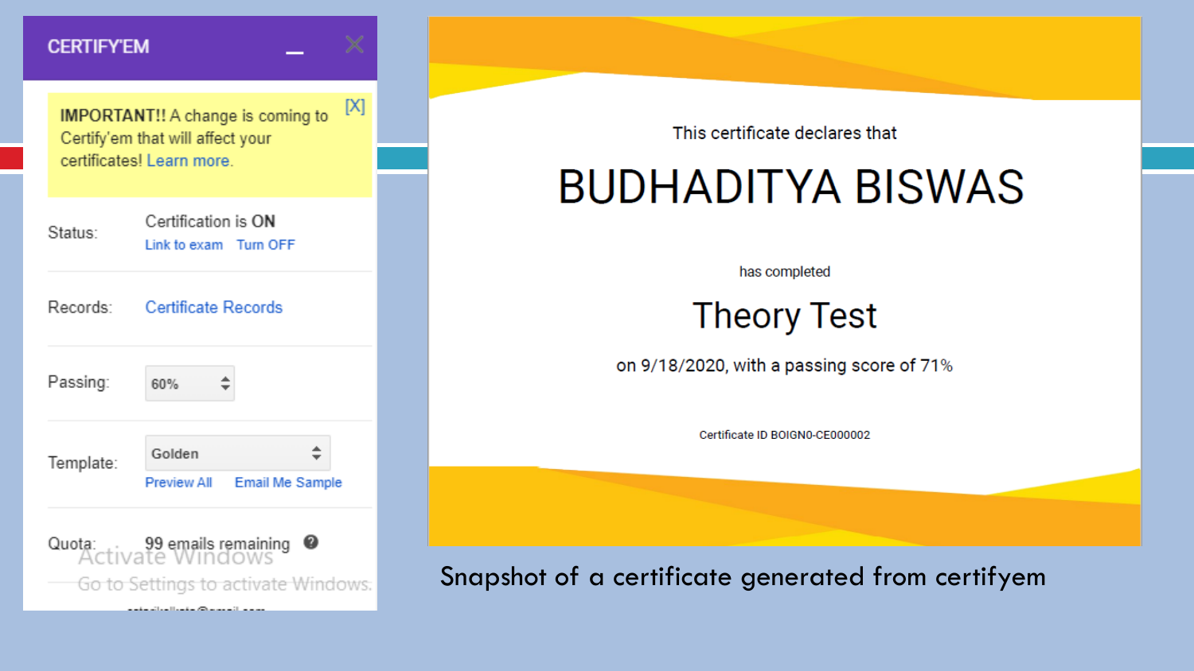CERTIFY'EM

IMPORTANT!! A change is coming to Certify'em that will affect your certificates! Learn more. [X]

Status: Certification is ON
Link to exam Turn OFF

Records: Certificate Records

Passing: 60%

Template: Golden
Preview All Email Me Sample

Quota: 99 emails remaining

This certificate declares that

BUDHADITYA BISWAS

has completed

Theory Test

on 9/18/2020, with a passing score of 71%

Certificate ID BOIGN0-CE000002

Snapshot of a certificate generated from certifyem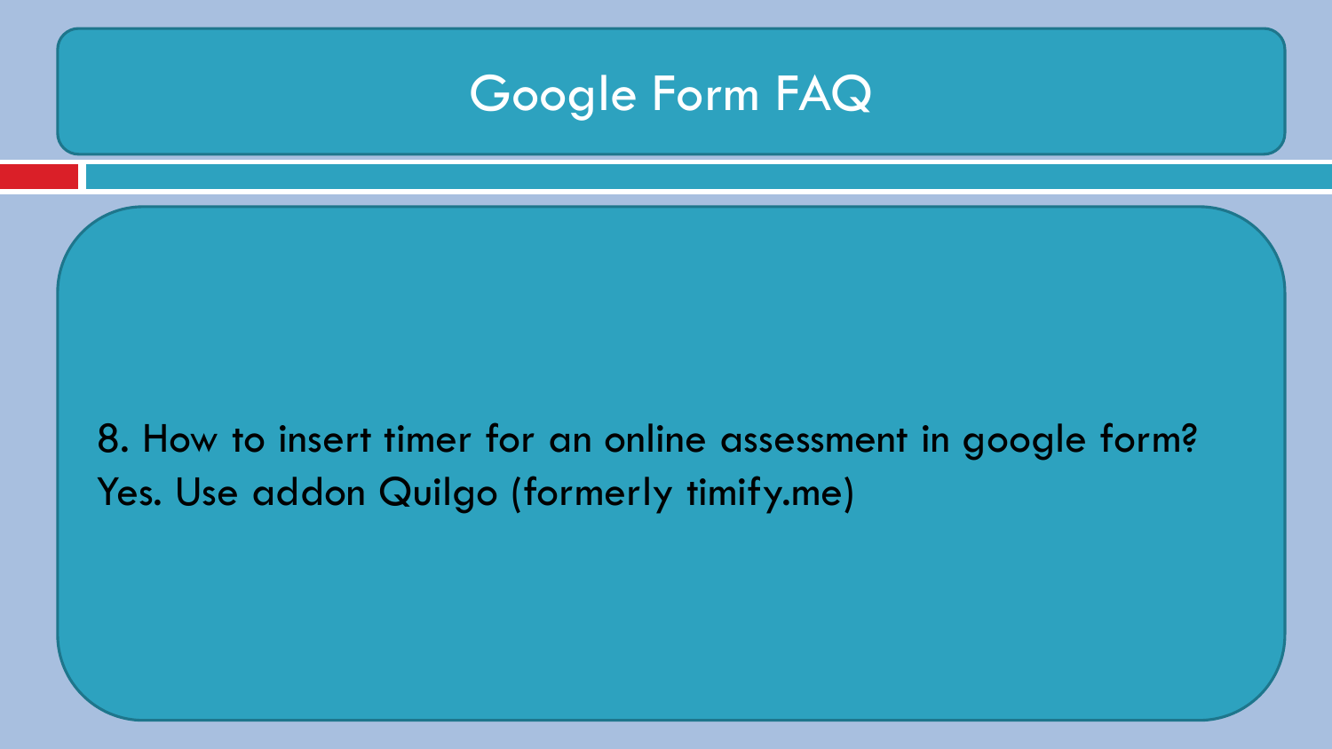# Google Form FAQ

8. How to insert timer for an online assessment in google form?
Yes. Use addon Quilgo (formerly timify.me)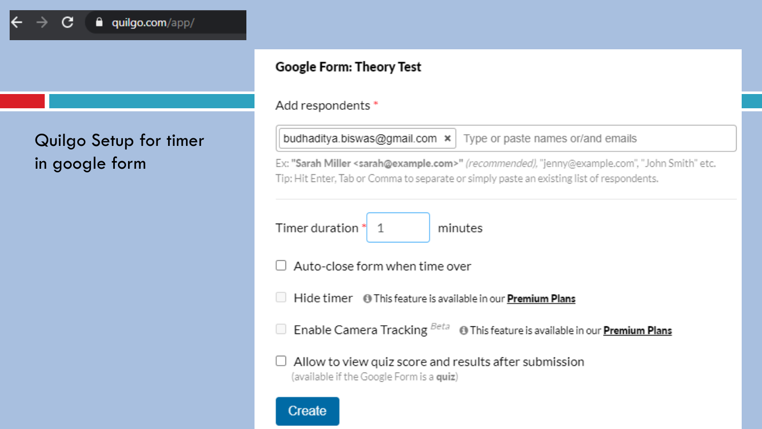# Quilgo Setup for timer in google form

quilgo.com/app/

**Google Form: Theory Test**

Add respondents *

budhaditya.biswas@gmail.com × Type or paste names or/and emails

Ex: **"Sarah Miller <sarah@example.com>"** *(recommended)*, "jenny@example.com", "John Smith" etc.
Tip: Hit Enter, Tab or Comma to separate or simply paste an existing list of respondents.

Timer duration * 1 minutes

- Auto-close form when time over
- Hide timer — This feature is available in our **Premium Plans**
- Enable Camera Tracking *Beta* — This feature is available in our **Premium Plans**
- Allow to view quiz score and results after submission (available if the Google Form is a **quiz**)

Create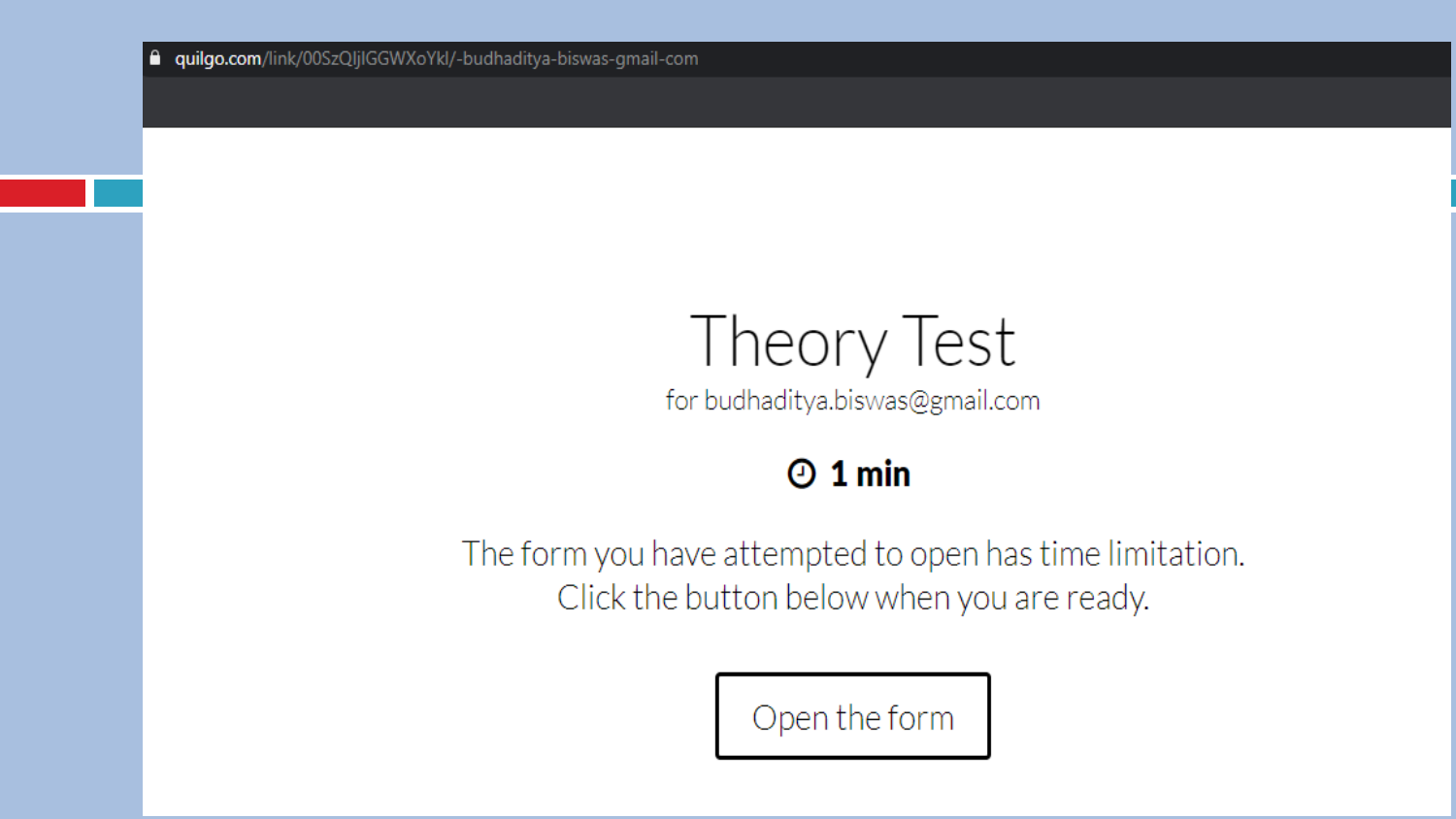quilgo.com/link/00SzQljlGGWXoYkl/-budhaditya-biswas-gmail-com

# Theory Test

for budhaditya.biswas@gmail.com

**1 min**

The form you have attempted to open has time limitation.
Click the button below when you are ready.

Open the form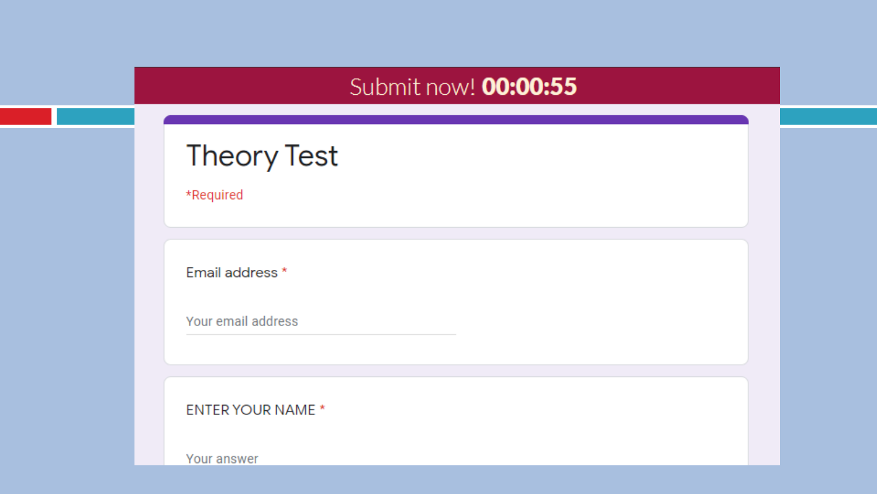Submit now! **00:00:55**

# Theory Test

*Required

Email address *

Your email address

ENTER YOUR NAME *

Your answer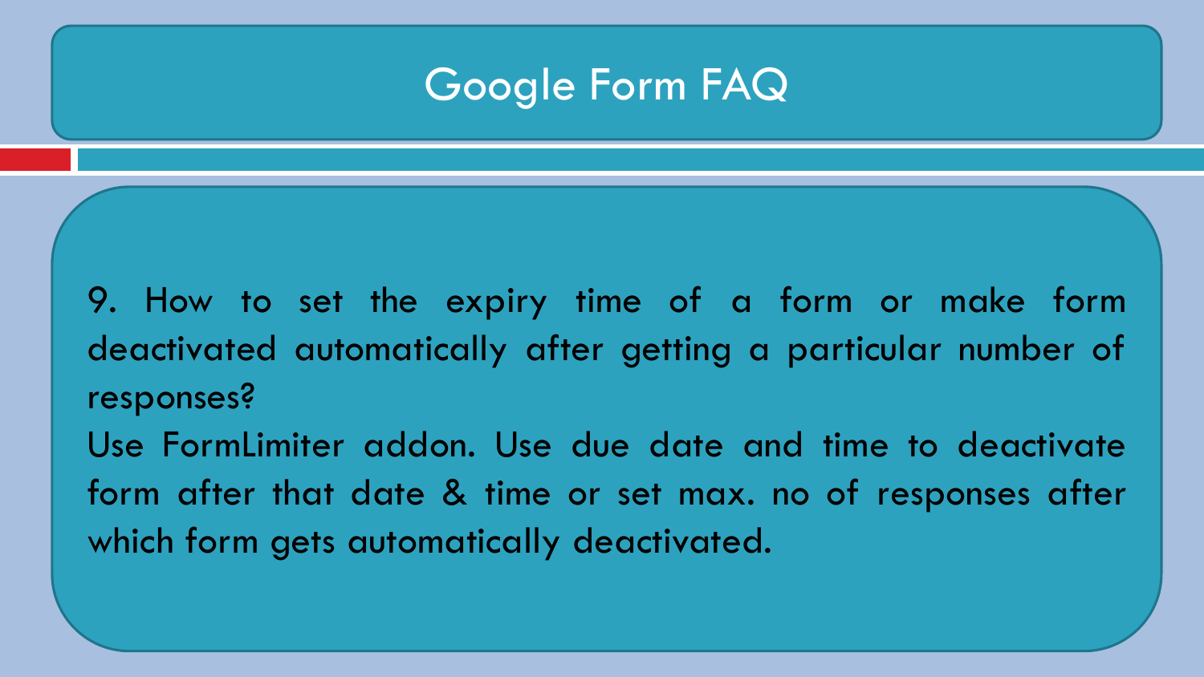# Google Form FAQ

9. How to set the expiry time of a form or make form deactivated automatically after getting a particular number of responses?

Use FormLimiter addon. Use due date and time to deactivate form after that date & time or set max. no of responses after which form gets automatically deactivated.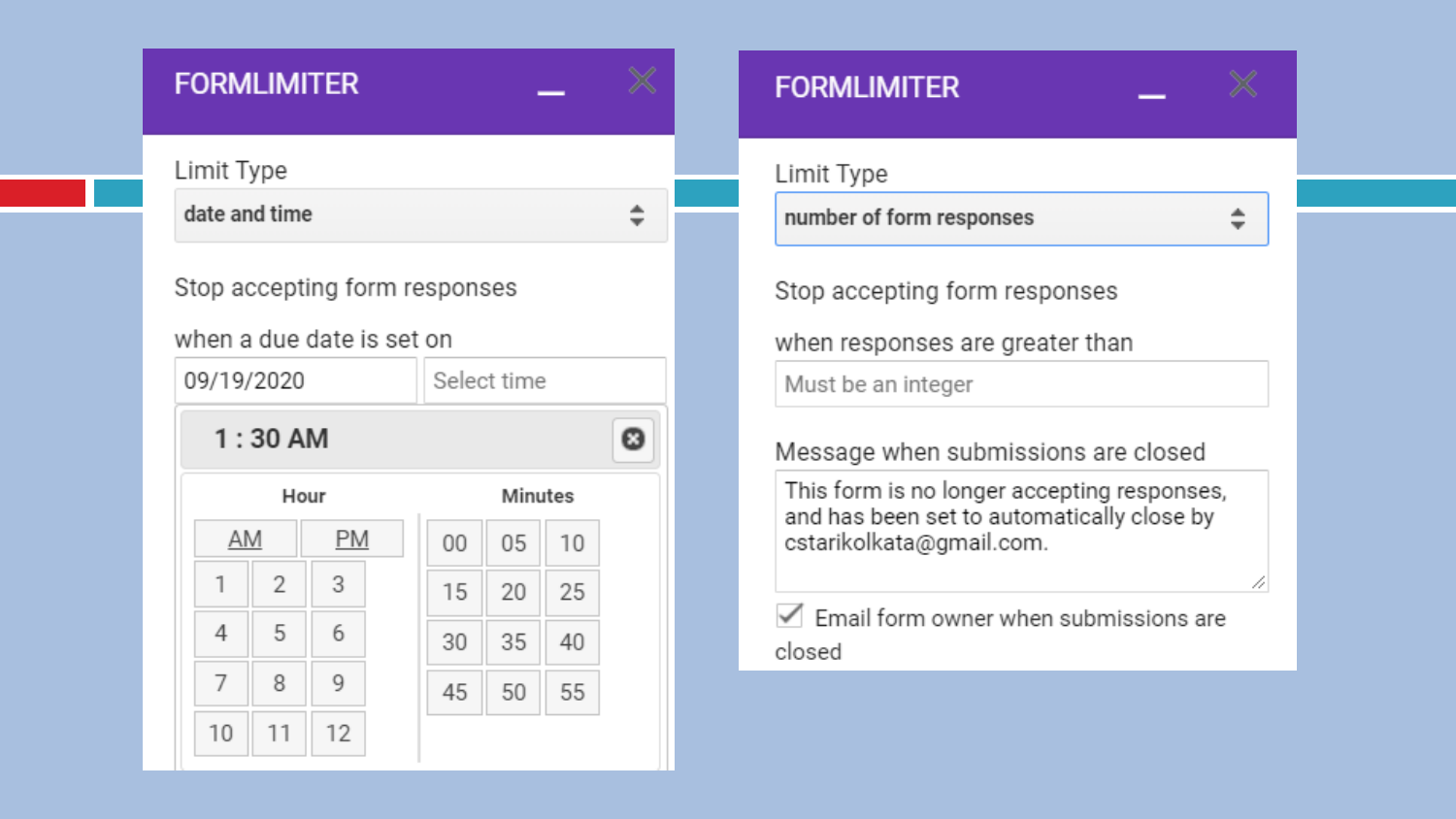**FORMLIMITER**

Limit Type

date and time

Stop accepting form responses

when a due date is set on

09/19/2020 | Select time

1 : 30 AM

| Hour | | |
| --- | --- | --- |
| AM | PM | |
| 1 | 2 | 3 |
| 4 | 5 | 6 |
| 7 | 8 | 9 |
| 10 | 11 | 12 |

| Minutes | | |
| --- | --- | --- |
| 00 | 05 | 10 |
| 15 | 20 | 25 |
| 30 | 35 | 40 |
| 45 | 50 | 55 |

**FORMLIMITER**

Limit Type

number of form responses

Stop accepting form responses

when responses are greater than

Must be an integer

Message when submissions are closed

This form is no longer accepting responses, and has been set to automatically close by cstarikolkata@gmail.com.

☑ Email form owner when submissions are closed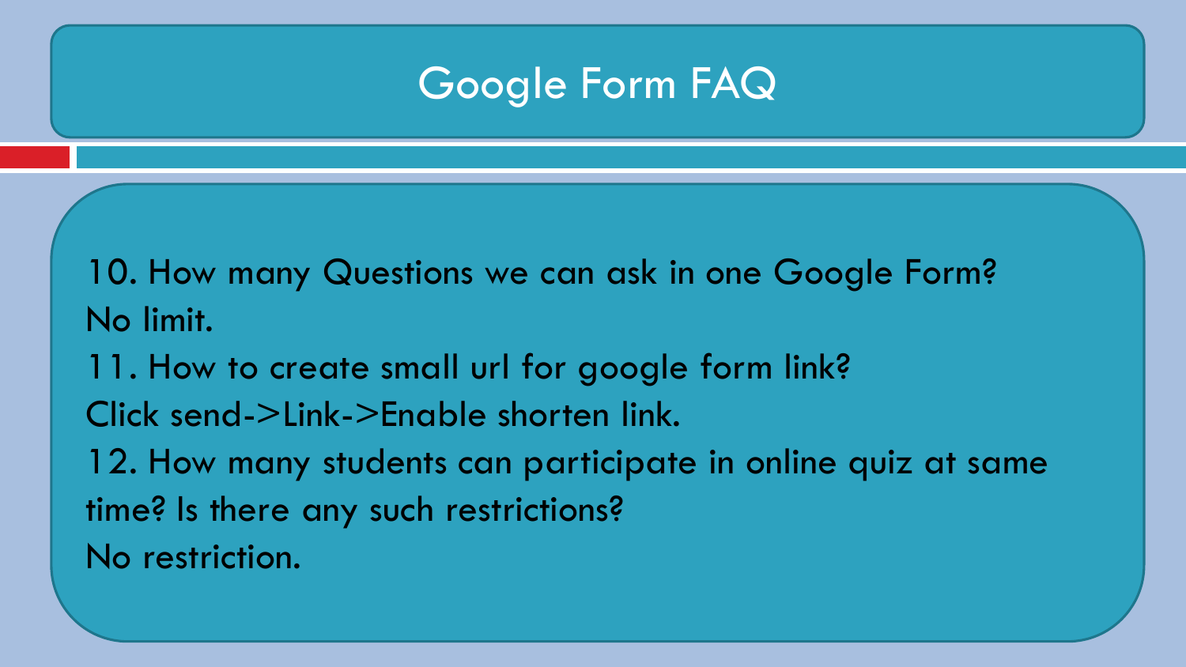# Google Form FAQ

10. How many Questions we can ask in one Google Form?
No limit.
11. How to create small url for google form link?
Click send->Link->Enable shorten link.
12. How many students can participate in online quiz at same time? Is there any such restrictions?
No restriction.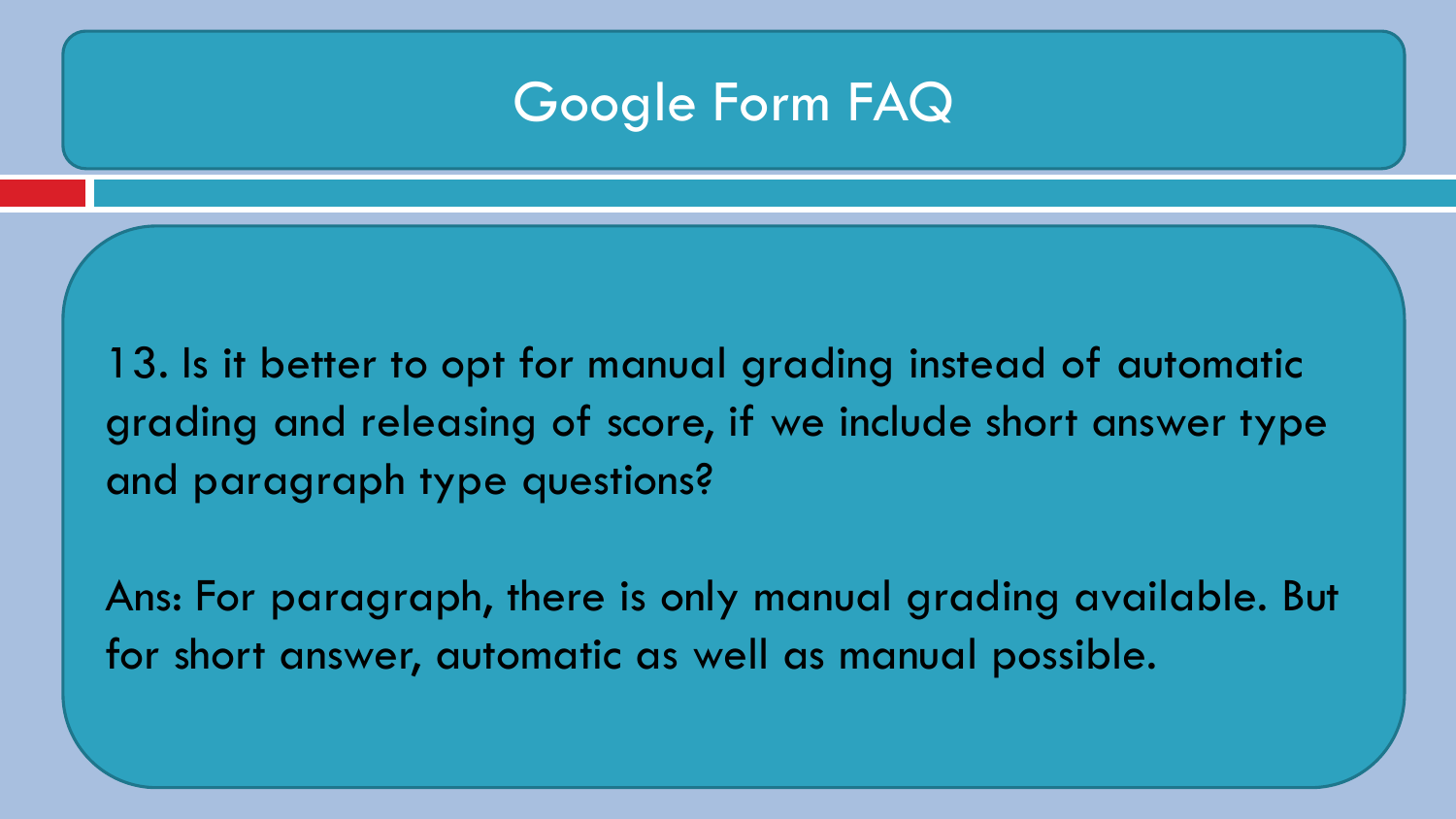# Google Form FAQ

13. Is it better to opt for manual grading instead of automatic grading and releasing of score, if we include short answer type and paragraph type questions?

Ans: For paragraph, there is only manual grading available. But for short answer, automatic as well as manual possible.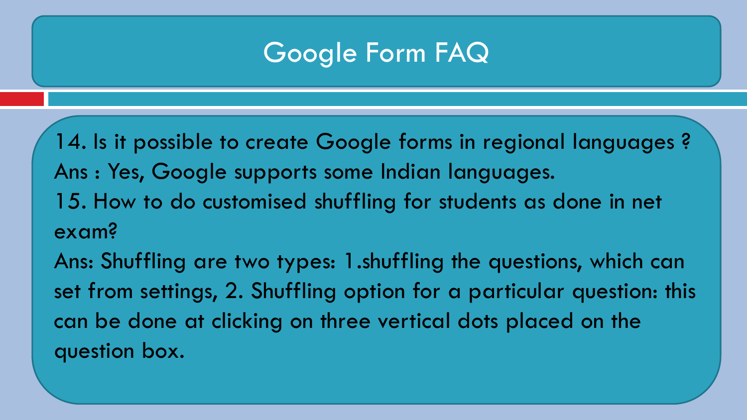# Google Form FAQ

14. Is it possible to create Google forms in regional languages ?
Ans : Yes, Google supports some Indian languages.

15. How to do customised shuffling for students as done in net exam?
Ans: Shuffling are two types: 1.shuffling the questions, which can set from settings, 2. Shuffling option for a particular question: this can be done at clicking on three vertical dots placed on the question box.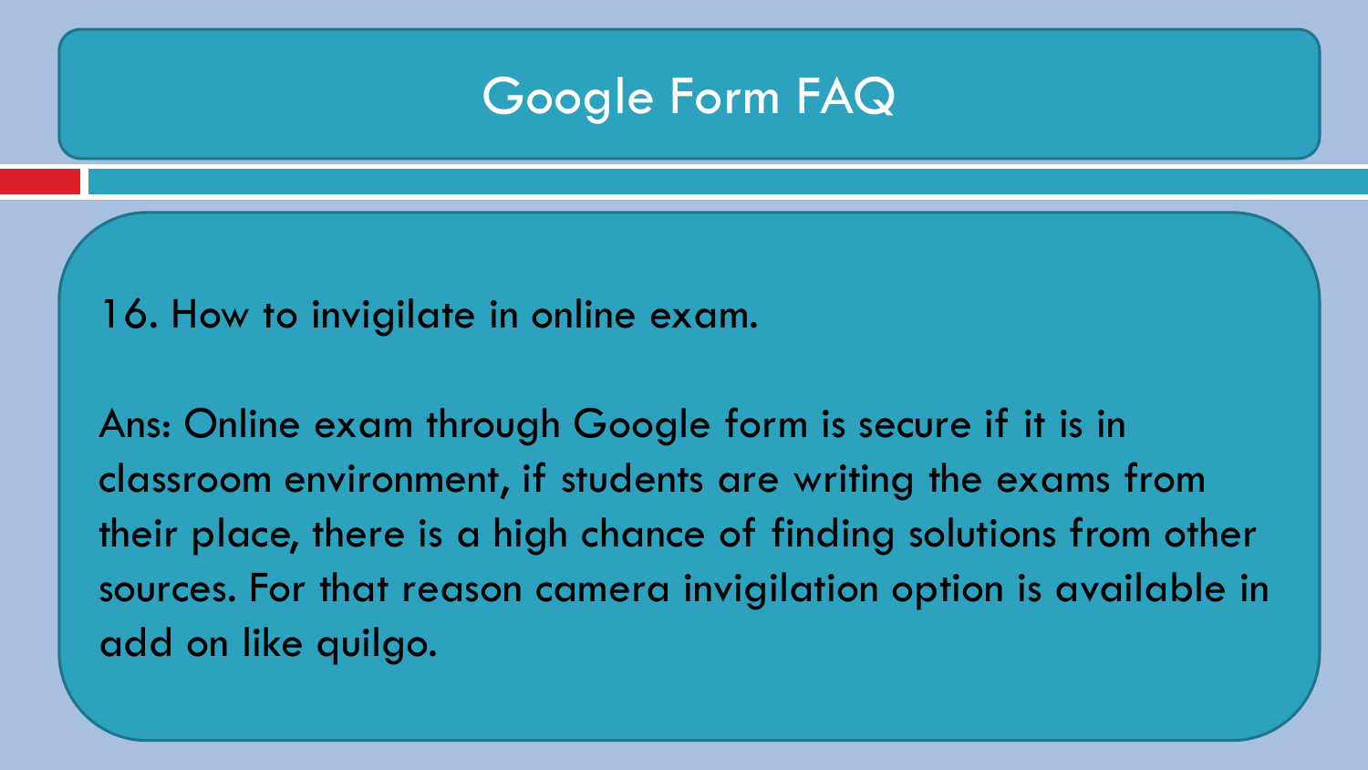# Google Form FAQ

16. How to invigilate in online exam.

Ans: Online exam through Google form is secure if it is in classroom environment, if students are writing the exams from their place, there is a high chance of finding solutions from other sources. For that reason camera invigilation option is available in add on like quilgo.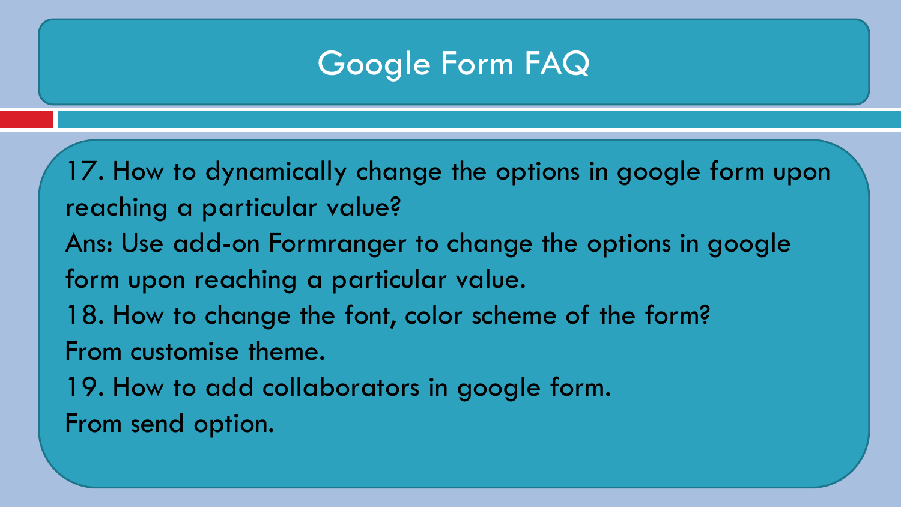# Google Form FAQ

17. How to dynamically change the options in google form upon reaching a particular value?
Ans: Use add-on Formranger to change the options in google form upon reaching a particular value.
18. How to change the font, color scheme of the form?
From customise theme.
19. How to add collaborators in google form.
From send option.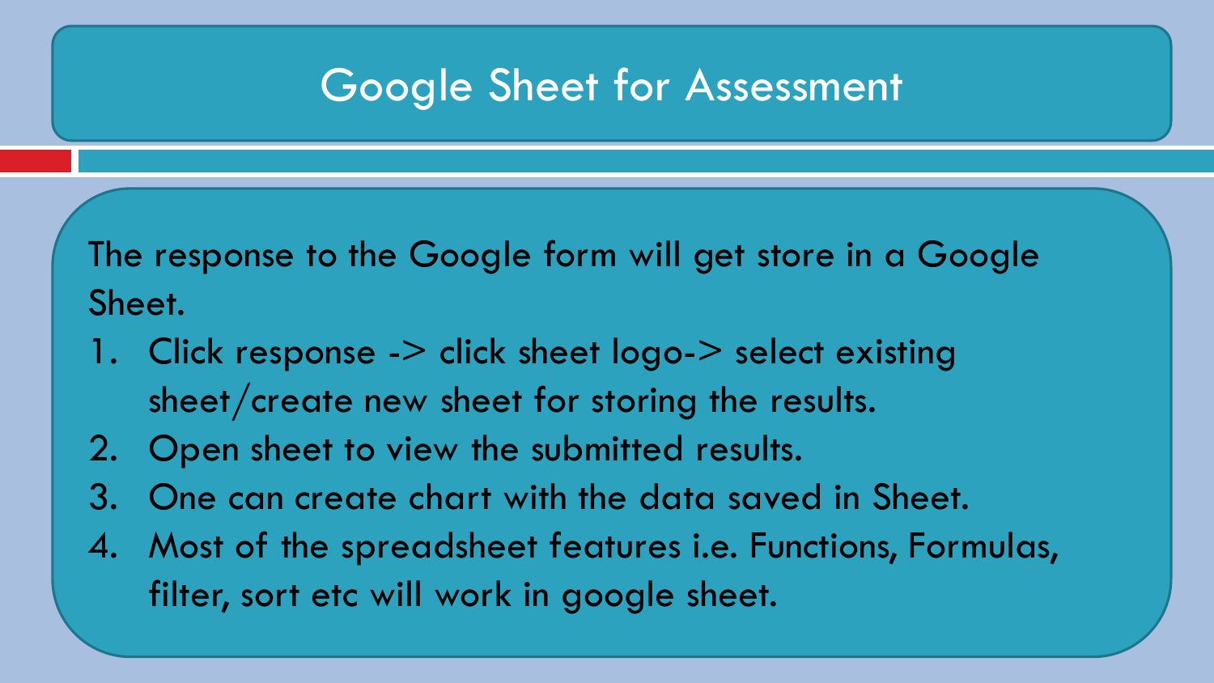# Google Sheet for Assessment

The response to the Google form will get store in a Google Sheet.

1. Click response -> click sheet logo-> select existing sheet/create new sheet for storing the results.
2. Open sheet to view the submitted results.
3. One can create chart with the data saved in Sheet.
4. Most of the spreadsheet features i.e. Functions, Formulas, filter, sort etc will work in google sheet.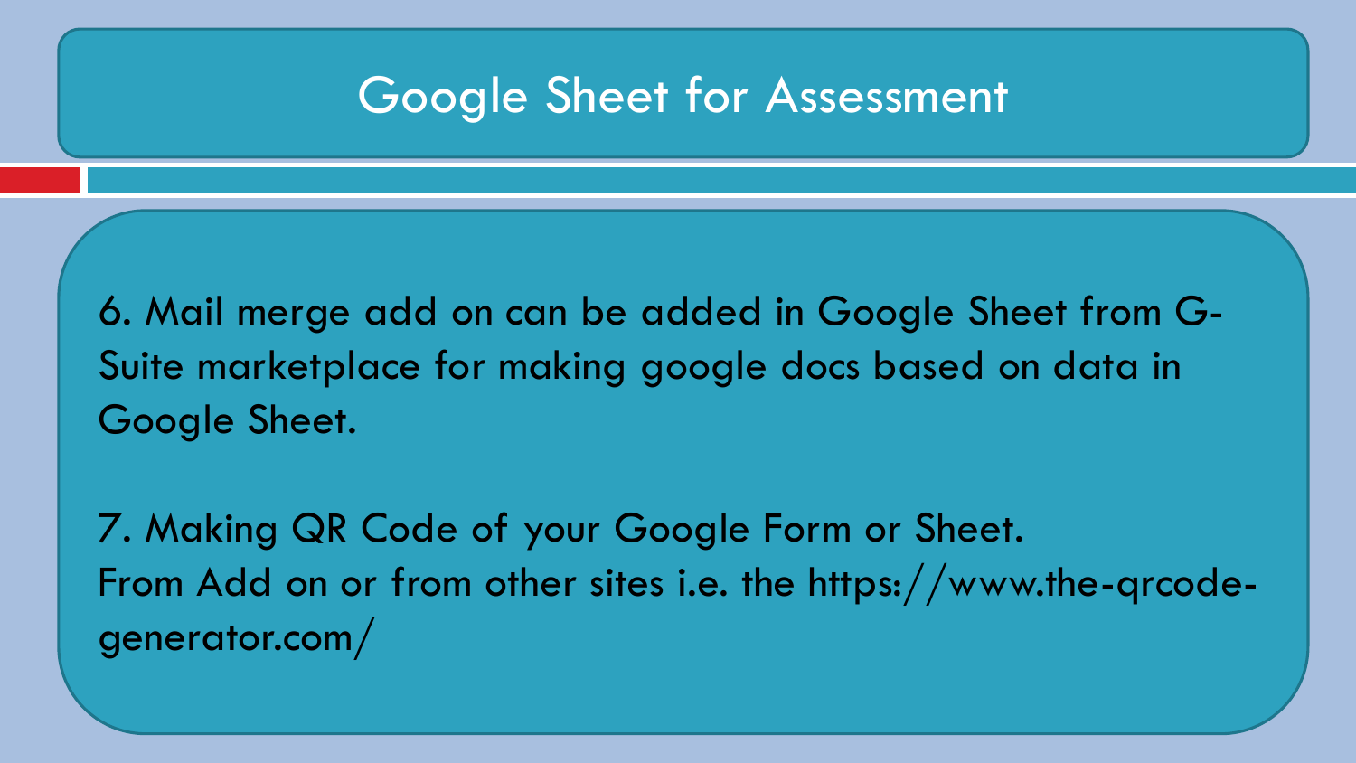# Google Sheet for Assessment

6. Mail merge add on can be added in Google Sheet from G-Suite marketplace for making google docs based on data in Google Sheet.

7. Making QR Code of your Google Form or Sheet.
From Add on or from other sites i.e. the https://www.the-qrcode-generator.com/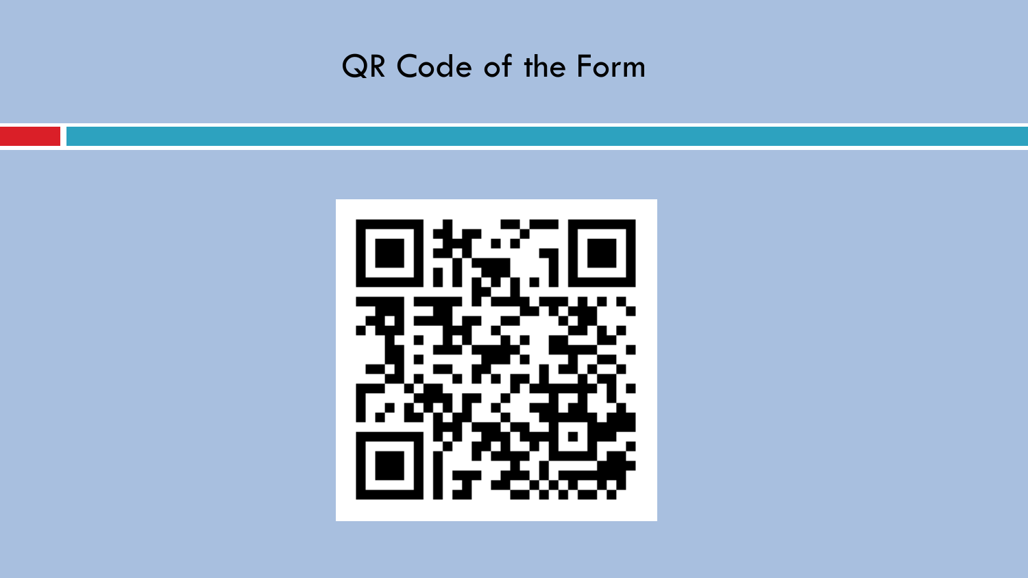# QR Code of the Form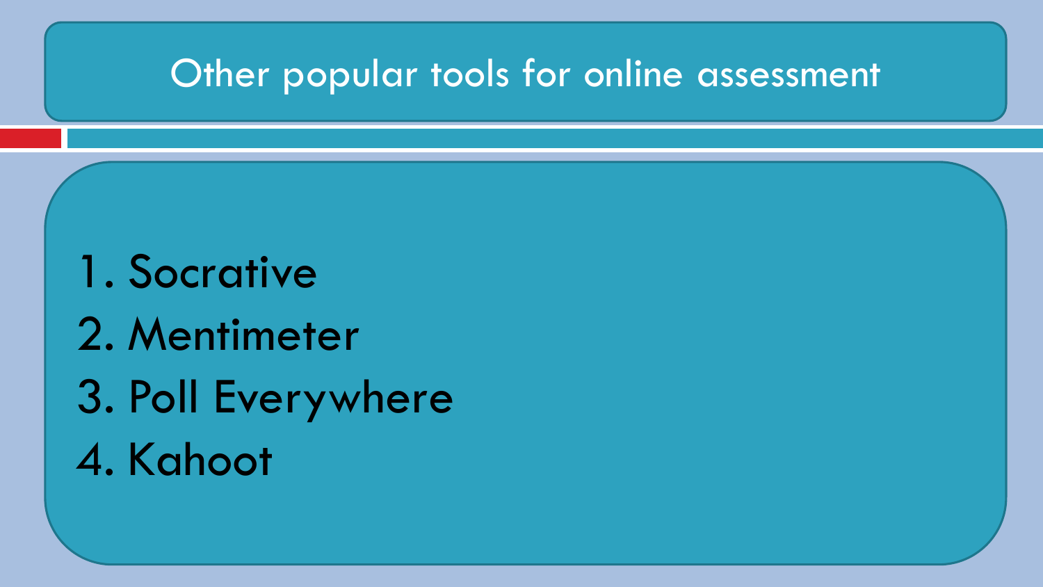# Other popular tools for online assessment

1. Socrative
2. Mentimeter
3. Poll Everywhere
4. Kahoot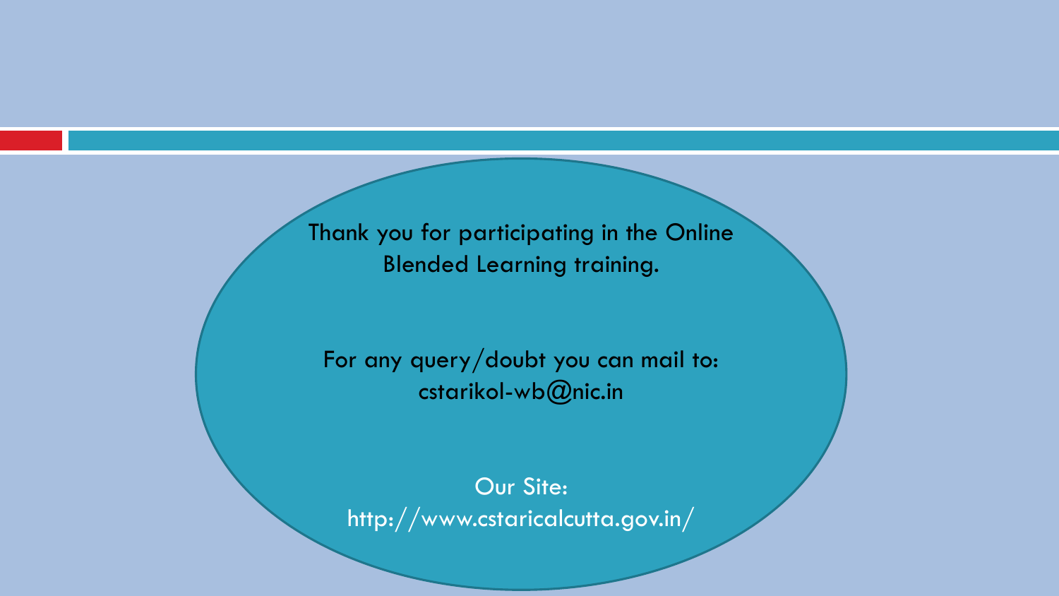Thank you for participating in the Online Blended Learning training.

For any query/doubt you can mail to:
cstarikol-wb@nic.in

Our Site:
http://www.cstaricalcutta.gov.in/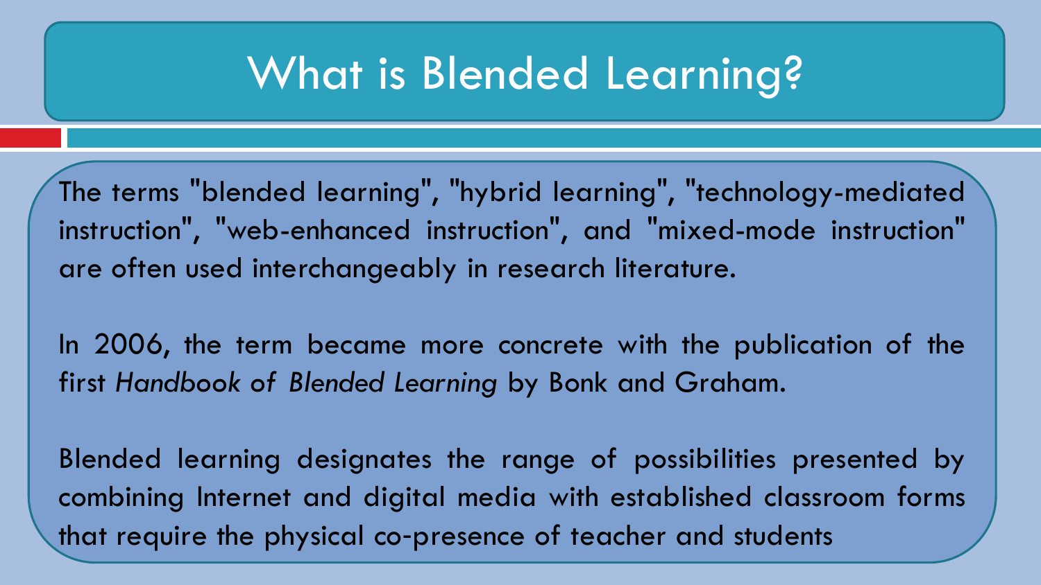# What is Blended Learning?

The terms "blended learning", "hybrid learning", "technology-mediated instruction", "web-enhanced instruction", and "mixed-mode instruction" are often used interchangeably in research literature.

In 2006, the term became more concrete with the publication of the first *Handbook of Blended Learning* by Bonk and Graham.

Blended learning designates the range of possibilities presented by combining Internet and digital media with established classroom forms that require the physical co-presence of teacher and students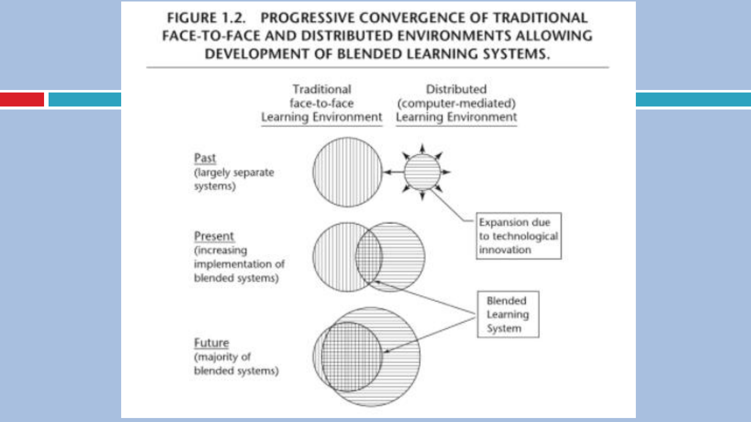FIGURE 1.2. PROGRESSIVE CONVERGENCE OF TRADITIONAL FACE-TO-FACE AND DISTRIBUTED ENVIRONMENTS ALLOWING DEVELOPMENT OF BLENDED LEARNING SYSTEMS.

| | Traditional face-to-face Learning Environment | Distributed (computer-mediated) Learning Environment |
|---|---|---|
| Past (largely separate systems) | | |
| Present (increasing implementation of blended systems) | | |
| Future (majority of blended systems) | | |

Expansion due to technological innovation

Blended Learning System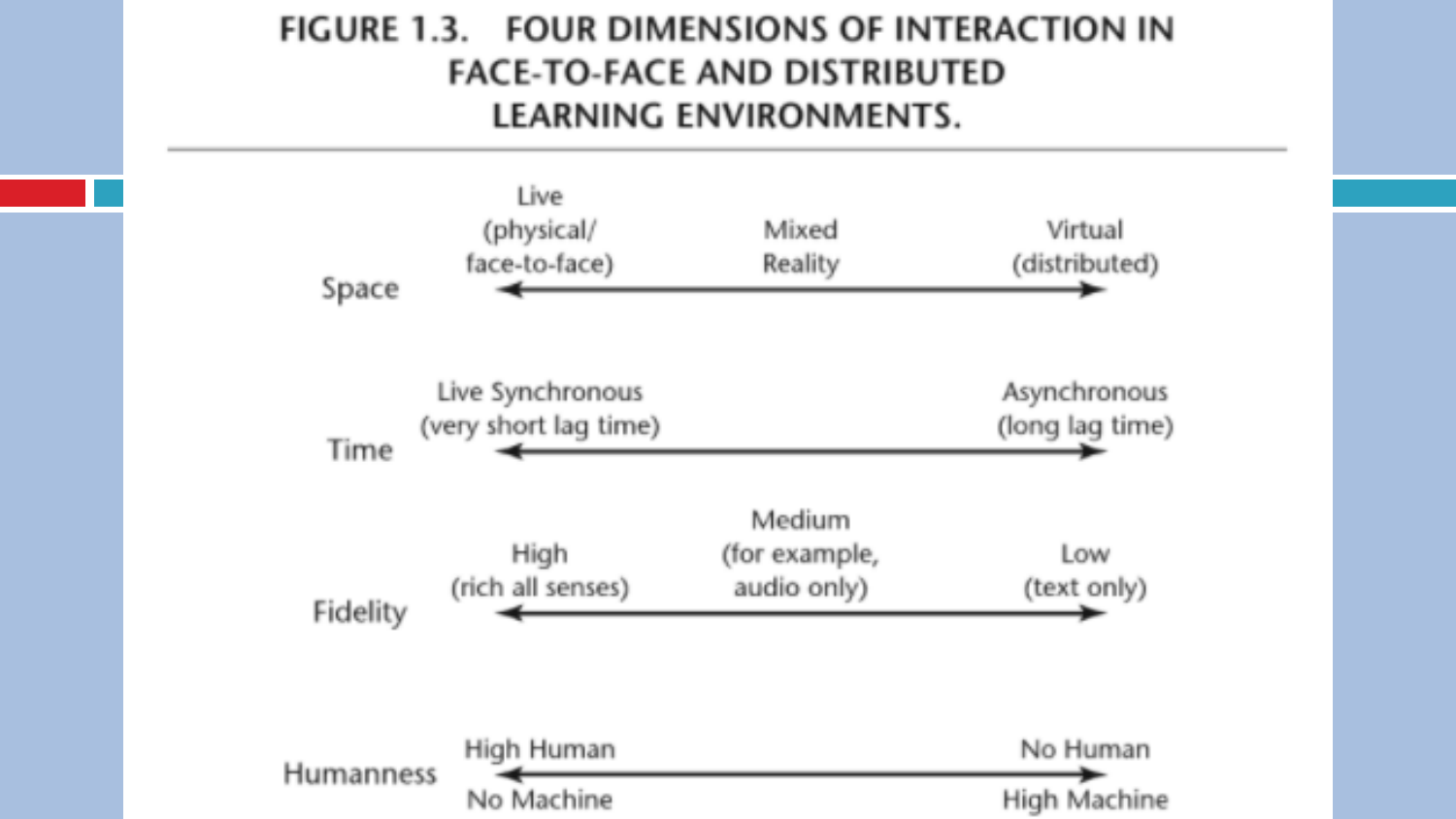# FIGURE 1.3. FOUR DIMENSIONS OF INTERACTION IN FACE-TO-FACE AND DISTRIBUTED LEARNING ENVIRONMENTS.

| Dimension | | | |
|---|---|---|---|
| **Space** | Live (physical/face-to-face) | Mixed Reality | Virtual (distributed) |
| **Time** | Live Synchronous (very short lag time) | | Asynchronous (long lag time) |
| **Fidelity** | High (rich all senses) | Medium (for example, audio only) | Low (text only) |
| **Humanness** | High Human / No Machine | | No Human / High Machine |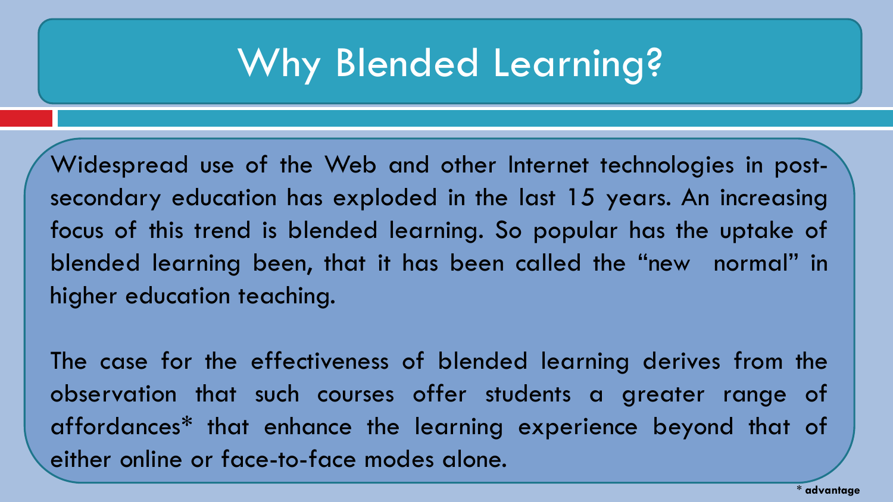# Why Blended Learning?

Widespread use of the Web and other Internet technologies in post-secondary education has exploded in the last 15 years. An increasing focus of this trend is blended learning. So popular has the uptake of blended learning been, that it has been called the "new normal" in higher education teaching.

The case for the effectiveness of blended learning derives from the observation that such courses offer students a greater range of affordances* that enhance the learning experience beyond that of either online or face-to-face modes alone.

**\* advantage**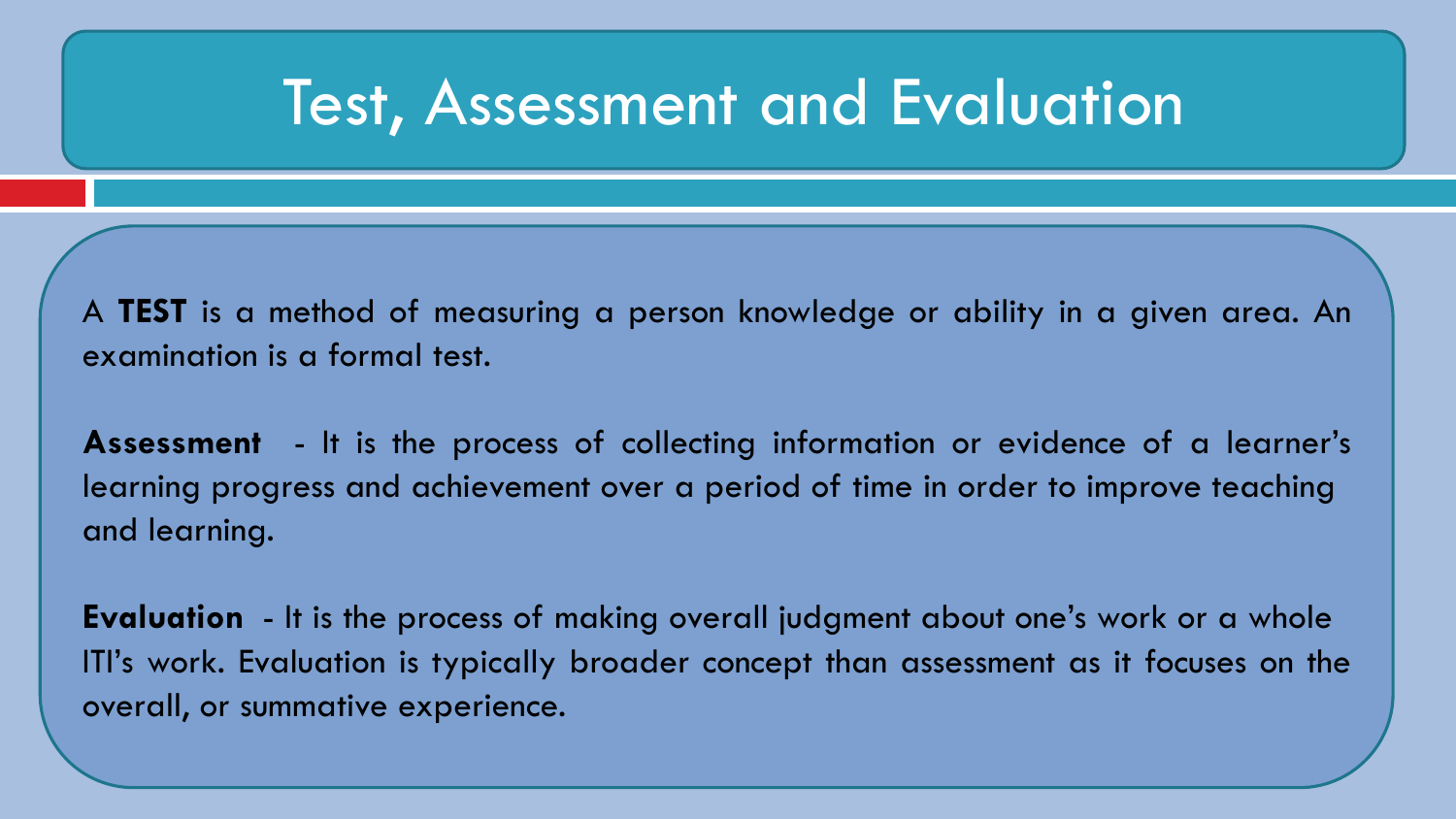# Test, Assessment and Evaluation

A **TEST** is a method of measuring a person knowledge or ability in a given area. An examination is a formal test.

**Assessment** - It is the process of collecting information or evidence of a learner's learning progress and achievement over a period of time in order to improve teaching and learning.

**Evaluation** - It is the process of making overall judgment about one's work or a whole ITI's work. Evaluation is typically broader concept than assessment as it focuses on the overall, or summative experience.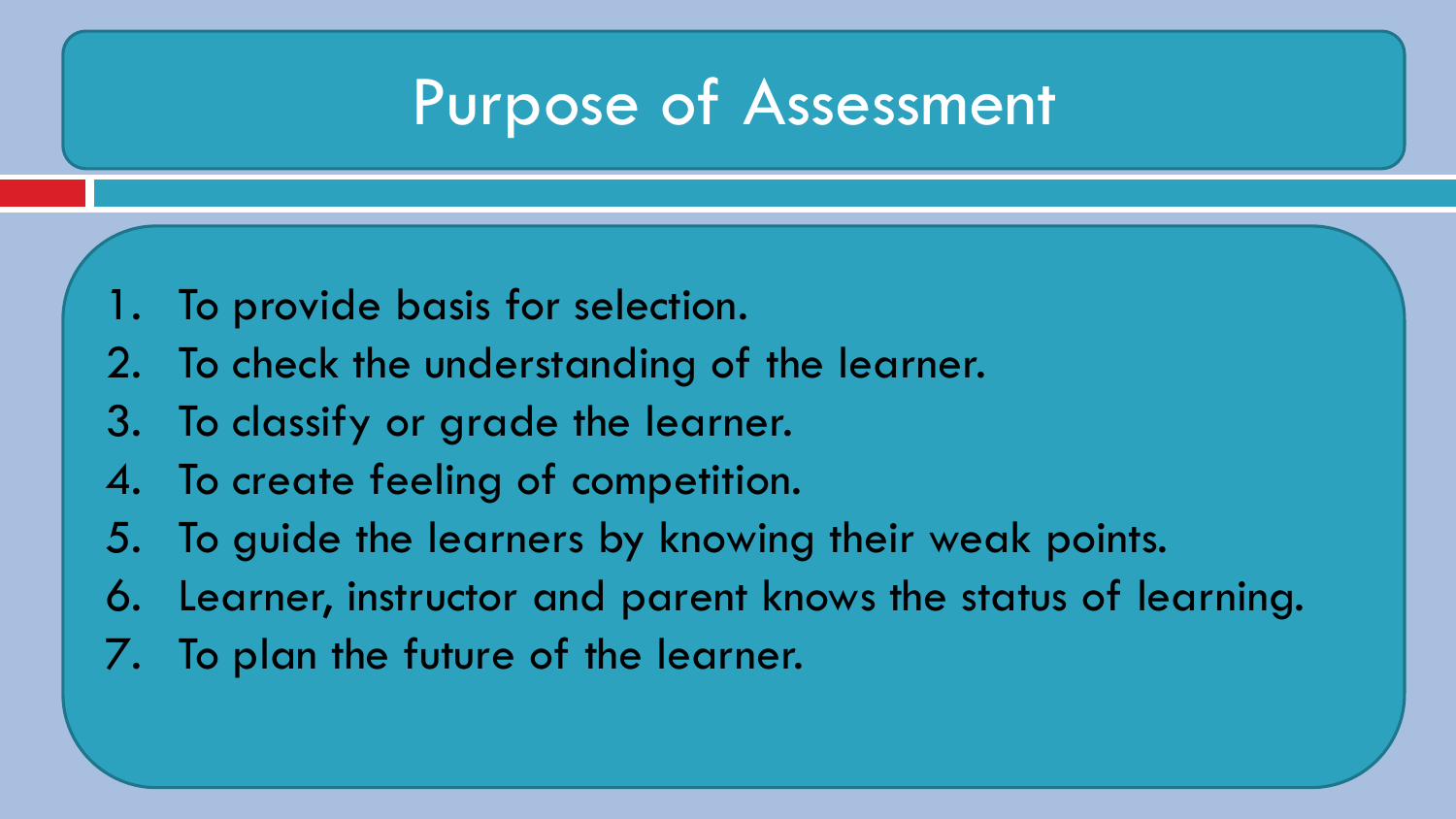# Purpose of Assessment

1. To provide basis for selection.
2. To check the understanding of the learner.
3. To classify or grade the learner.
4. To create feeling of competition.
5. To guide the learners by knowing their weak points.
6. Learner, instructor and parent knows the status of learning.
7. To plan the future of the learner.